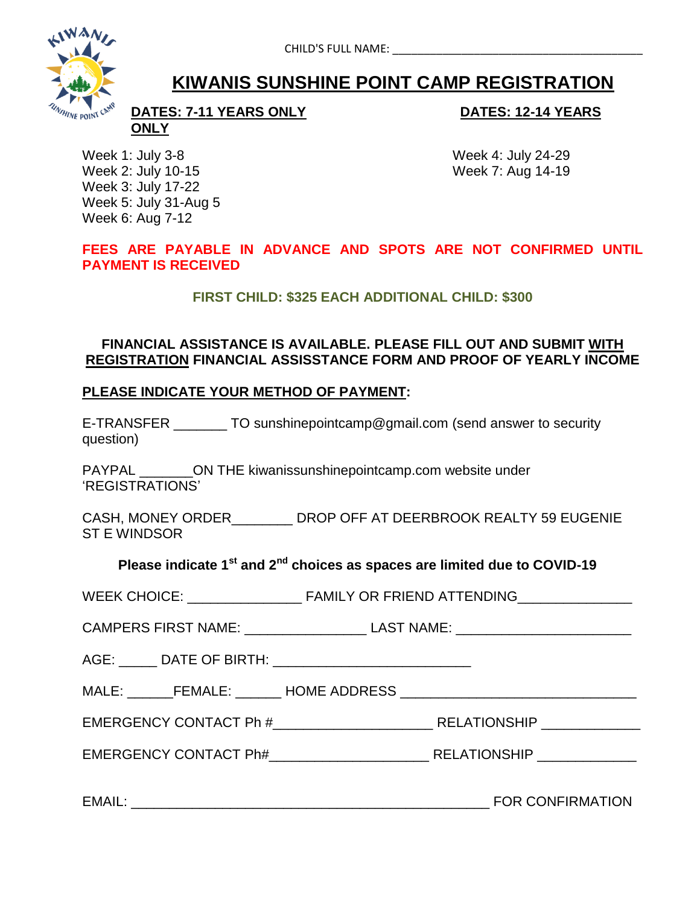CHILD'S FULL NAME: ________________________________________

# KIWANIS SUNSHINE POINT CAMP REGISTRATION

**DATES: 7-11 YEARS ONLY**

Week 1: July 3-8
Week 2: July 10-15
Week 3: July 17-22
Week 5: July 31-Aug 5
Week 6: Aug 7-12

**DATES: 12-14 YEARS ONLY**

Week 4: July 24-29
Week 7: Aug 14-19

**FEES ARE PAYABLE IN ADVANCE AND SPOTS ARE NOT CONFIRMED UNTIL PAYMENT IS RECEIVED**

**FIRST CHILD: $325 EACH ADDITIONAL CHILD: $300**

**FINANCIAL ASSISTANCE IS AVAILABLE. PLEASE FILL OUT AND SUBMIT WITH REGISTRATION FINANCIAL ASSISSTANCE FORM AND PROOF OF YEARLY INCOME**

**PLEASE INDICATE YOUR METHOD OF PAYMENT:**

E-TRANSFER _______ TO sunshinepointcamp@gmail.com (send answer to security question)

PAYPAL _______ON THE kiwanissunshinepointcamp.com website under 'REGISTRATIONS'

CASH, MONEY ORDER________ DROP OFF AT DEERBROOK REALTY 59 EUGENIE ST E WINDSOR

**Please indicate 1st and 2nd choices as spaces are limited due to COVID-19**

WEEK CHOICE: ______________ FAMILY OR FRIEND ATTENDING______________

CAMPERS FIRST NAME: _______________ LAST NAME: ______________________

AGE: _____ DATE OF BIRTH: ________________________

MALE: ______FEMALE: ______ HOME ADDRESS ______________________________

EMERGENCY CONTACT Ph #____________________ RELATIONSHIP ____________

EMERGENCY CONTACT Ph#____________________ RELATIONSHIP ____________

EMAIL: ______________________________________________ FOR CONFIRMATION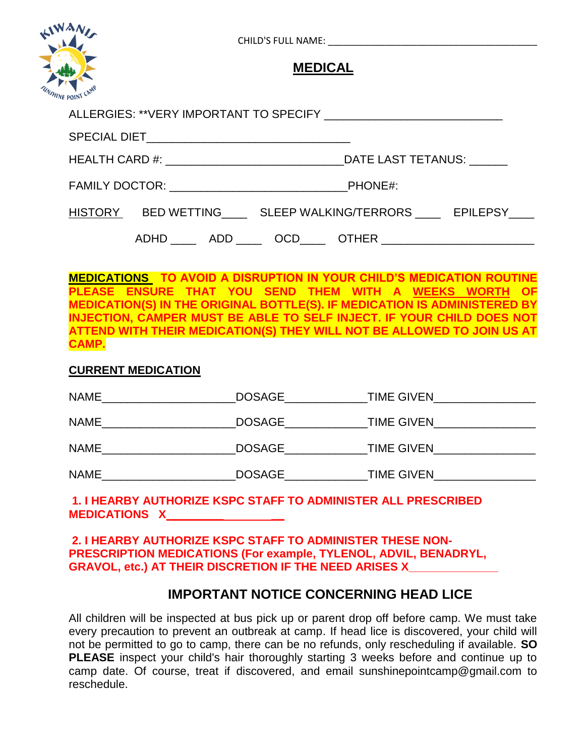CHILD'S FULL NAME: ________________________________________

## MEDICAL

ALLERGIES: **VERY IMPORTANT TO SPECIFY ___________________________

SPECIAL DIET_______________________________

HEALTH CARD #: ___________________________DATE LAST TETANUS: ______

FAMILY DOCTOR: ___________________________PHONE#:

HISTORY BED WETTING____ SLEEP WALKING/TERRORS ____ EPILEPSY____

ADHD ____ ADD ____ OCD____ OTHER _______________________

**MEDICATIONS TO AVOID A DISRUPTION IN YOUR CHILD'S MEDICATION ROUTINE PLEASE ENSURE THAT YOU SEND THEM WITH A WEEKS WORTH OF MEDICATION(S) IN THE ORIGINAL BOTTLE(S). IF MEDICATION IS ADMINISTERED BY INJECTION, CAMPER MUST BE ABLE TO SELF INJECT. IF YOUR CHILD DOES NOT ATTEND WITH THEIR MEDICATION(S) THEY WILL NOT BE ALLOWED TO JOIN US AT CAMP.**

**CURRENT MEDICATION**

NAME____________________DOSAGE____________TIME GIVEN_______________

NAME____________________DOSAGE____________TIME GIVEN_______________

NAME____________________DOSAGE____________TIME GIVEN_______________

NAME____________________DOSAGE____________TIME GIVEN_______________

**1. I HEARBY AUTHORIZE KSPC STAFF TO ADMINISTER ALL PRESCRIBED MEDICATIONS X__________________**

**2. I HEARBY AUTHORIZE KSPC STAFF TO ADMINISTER THESE NON-PRESCRIPTION MEDICATIONS (For example, TYLENOL, ADVIL, BENADRYL, GRAVOL, etc.) AT THEIR DISCRETION IF THE NEED ARISES X_____________**

## IMPORTANT NOTICE CONCERNING HEAD LICE

All children will be inspected at bus pick up or parent drop off before camp. We must take every precaution to prevent an outbreak at camp. If head lice is discovered, your child will not be permitted to go to camp, there can be no refunds, only rescheduling if available. **SO PLEASE** inspect your child's hair thoroughly starting 3 weeks before and continue up to camp date. Of course, treat if discovered, and email sunshinepointcamp@gmail.com to reschedule.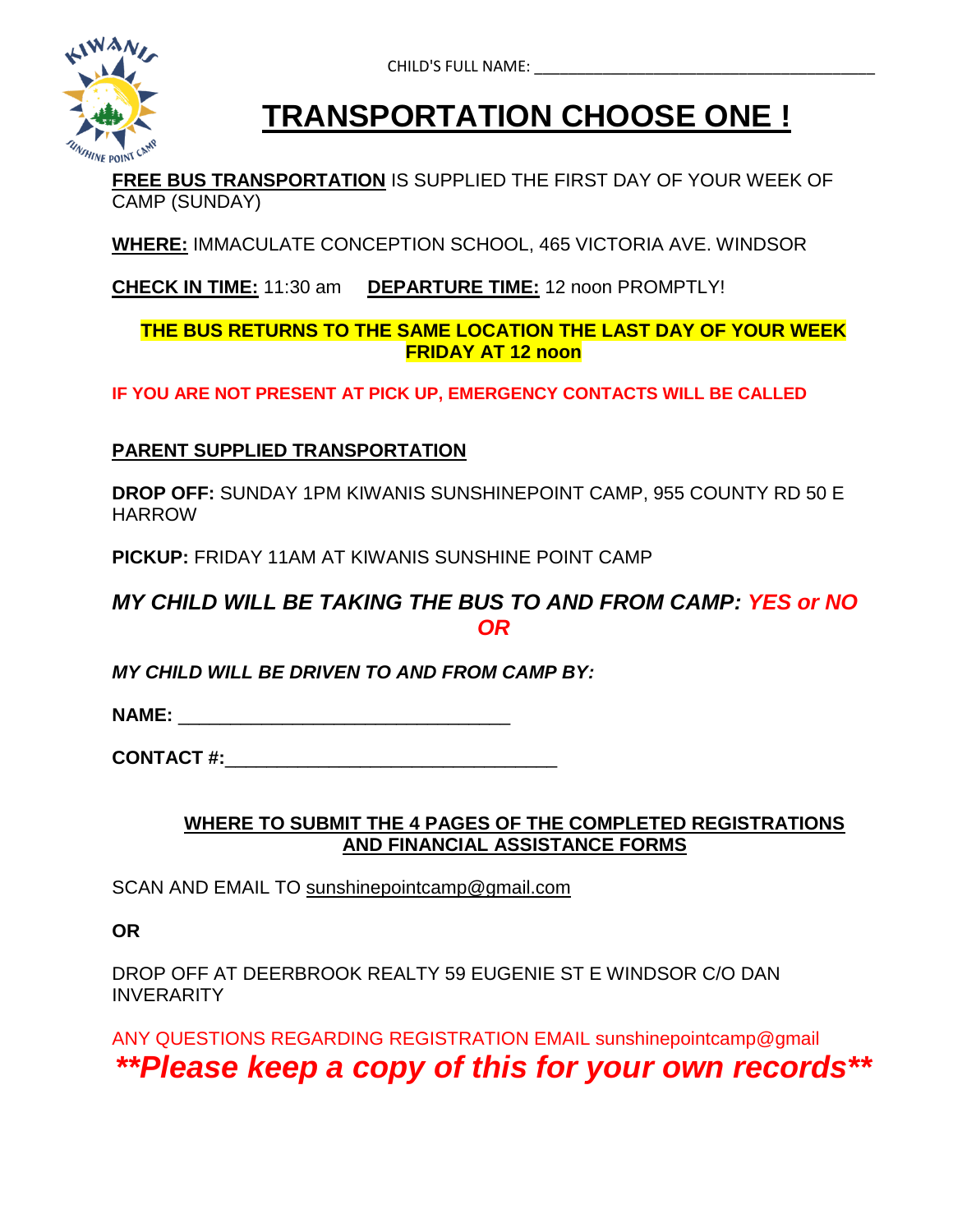CHILD'S FULL NAME: ___________________________________________

# TRANSPORTATION CHOOSE ONE !

**FREE BUS TRANSPORTATION** IS SUPPLIED THE FIRST DAY OF YOUR WEEK OF CAMP (SUNDAY)

**WHERE:** IMMACULATE CONCEPTION SCHOOL, 465 VICTORIA AVE. WINDSOR

**CHECK IN TIME:** 11:30 am **DEPARTURE TIME:** 12 noon PROMPTLY!

**THE BUS RETURNS TO THE SAME LOCATION THE LAST DAY OF YOUR WEEK FRIDAY AT 12 noon**

**IF YOU ARE NOT PRESENT AT PICK UP, EMERGENCY CONTACTS WILL BE CALLED**

**PARENT SUPPLIED TRANSPORTATION**

**DROP OFF:** SUNDAY 1PM KIWANIS SUNSHINEPOINT CAMP, 955 COUNTY RD 50 E HARROW

**PICKUP:** FRIDAY 11AM AT KIWANIS SUNSHINE POINT CAMP

***MY CHILD WILL BE TAKING THE BUS TO AND FROM CAMP: YES or NO***

***OR***

***MY CHILD WILL BE DRIVEN TO AND FROM CAMP BY:***

**NAME:** ________________________________

**CONTACT #:**________________________________

**WHERE TO SUBMIT THE 4 PAGES OF THE COMPLETED REGISTRATIONS AND FINANCIAL ASSISTANCE FORMS**

SCAN AND EMAIL TO sunshinepointcamp@gmail.com

**OR**

DROP OFF AT DEERBROOK REALTY 59 EUGENIE ST E WINDSOR C/O DAN INVERARITY

ANY QUESTIONS REGARDING REGISTRATION EMAIL sunshinepointcamp@gmail

***\*\*Please keep a copy of this for your own records\*\****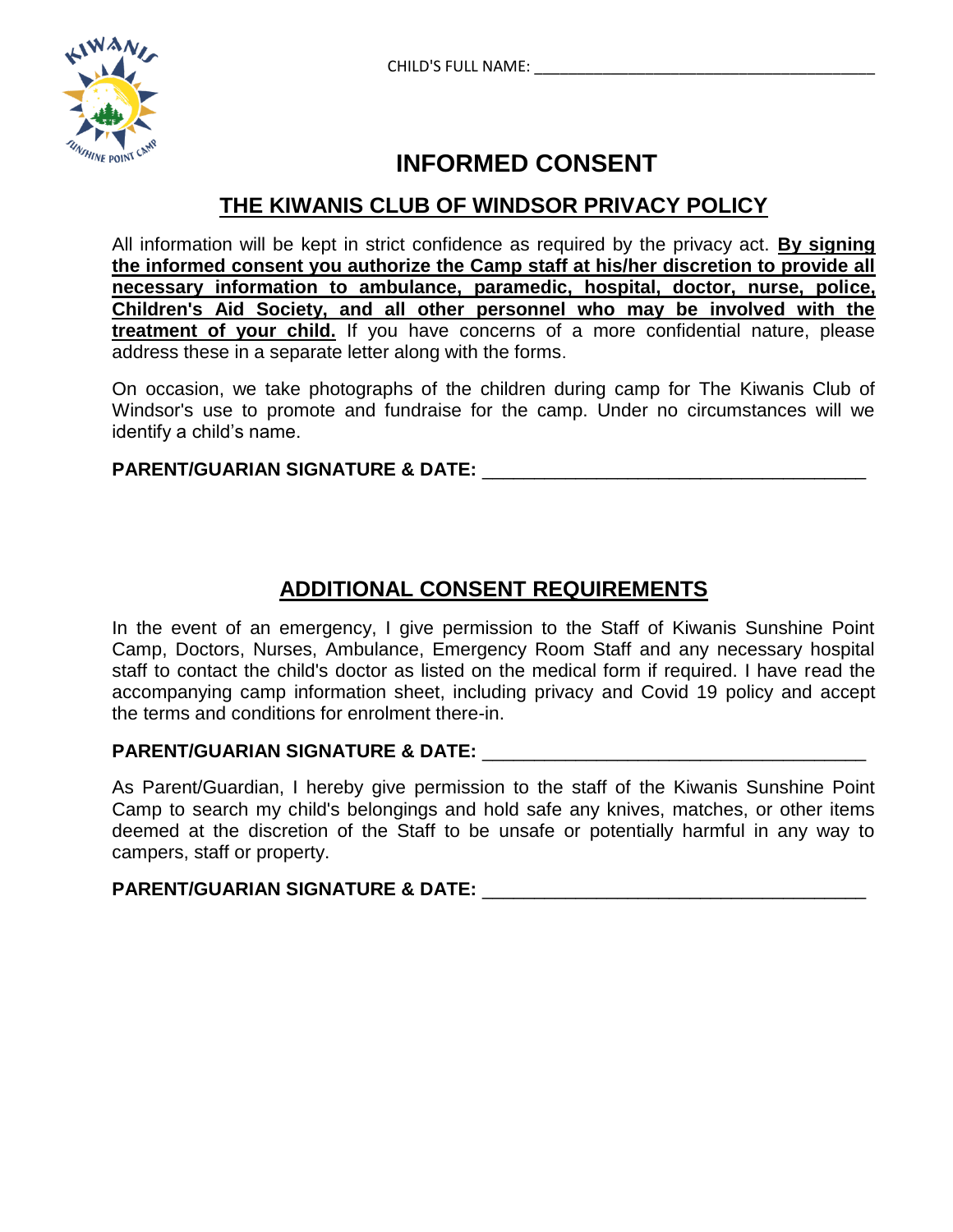CHILD'S FULL NAME: ________________________________________

# INFORMED CONSENT

## THE KIWANIS CLUB OF WINDSOR PRIVACY POLICY

All information will be kept in strict confidence as required by the privacy act. **By signing the informed consent you authorize the Camp staff at his/her discretion to provide all necessary information to ambulance, paramedic, hospital, doctor, nurse, police, Children's Aid Society, and all other personnel who may be involved with the treatment of your child.** If you have concerns of a more confidential nature, please address these in a separate letter along with the forms.

On occasion, we take photographs of the children during camp for The Kiwanis Club of Windsor's use to promote and fundraise for the camp. Under no circumstances will we identify a child's name.

**PARENT/GUARIAN SIGNATURE & DATE:** ____________________________________

## ADDITIONAL CONSENT REQUIREMENTS

In the event of an emergency, I give permission to the Staff of Kiwanis Sunshine Point Camp, Doctors, Nurses, Ambulance, Emergency Room Staff and any necessary hospital staff to contact the child's doctor as listed on the medical form if required. I have read the accompanying camp information sheet, including privacy and Covid 19 policy and accept the terms and conditions for enrolment there-in.

**PARENT/GUARIAN SIGNATURE & DATE:** ____________________________________

As Parent/Guardian, I hereby give permission to the staff of the Kiwanis Sunshine Point Camp to search my child's belongings and hold safe any knives, matches, or other items deemed at the discretion of the Staff to be unsafe or potentially harmful in any way to campers, staff or property.

**PARENT/GUARIAN SIGNATURE & DATE:** ____________________________________